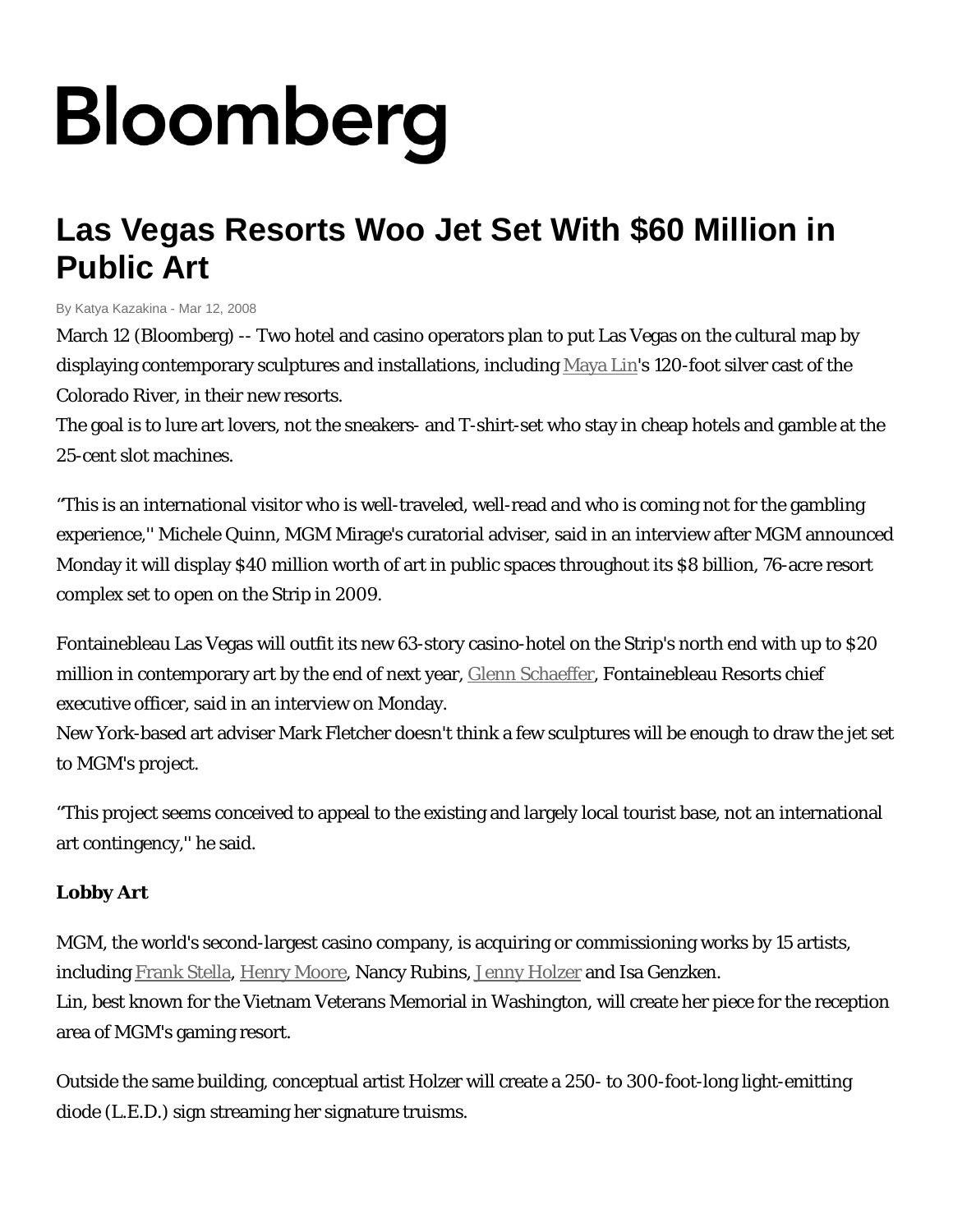Bloomberg

# Las Vegas Resorts Woo Jet Set With $60 Million in Public Art

By Katya Kazakina - Mar 12, 2008

March 12 (Bloomberg) -- Two hotel and casino operators plan to put Las Vegas on the cultural map by displaying contemporary sculptures and installations, including Maya Lin's 120-foot silver cast of the Colorado River, in their new resorts.

The goal is to lure art lovers, not the sneakers- and T-shirt-set who stay in cheap hotels and gamble at the 25-cent slot machines.

''This is an international visitor who is well-traveled, well-read and who is coming not for the gambling experience,'' Michele Quinn, MGM Mirage's curatorial adviser, said in an interview after MGM announced Monday it will display $40 million worth of art in public spaces throughout its $8 billion, 76-acre resort complex set to open on the Strip in 2009.

Fontainebleau Las Vegas will outfit its new 63-story casino-hotel on the Strip's north end with up to $20 million in contemporary art by the end of next year, Glenn Schaeffer, Fontainebleau Resorts chief executive officer, said in an interview on Monday.

New York-based art adviser Mark Fletcher doesn't think a few sculptures will be enough to draw the jet set to MGM's project.

''This project seems conceived to appeal to the existing and largely local tourist base, not an international art contingency,'' he said.

**Lobby Art**

MGM, the world's second-largest casino company, is acquiring or commissioning works by 15 artists, including Frank Stella, Henry Moore, Nancy Rubins, Jenny Holzer and Isa Genzken.

Lin, best known for the Vietnam Veterans Memorial in Washington, will create her piece for the reception area of MGM's gaming resort.

Outside the same building, conceptual artist Holzer will create a 250- to 300-foot-long light-emitting diode (L.E.D.) sign streaming her signature truisms.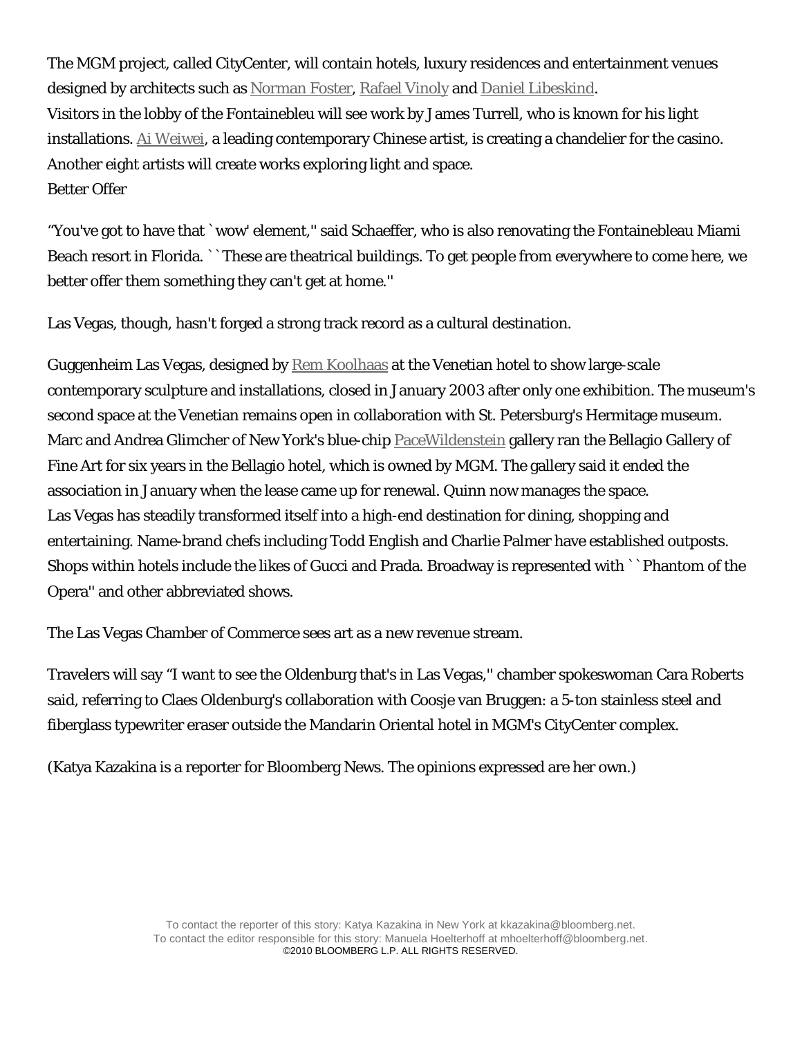The MGM project, called CityCenter, will contain hotels, luxury residences and entertainment venues designed by architects such as Norman Foster, Rafael Vinoly and Daniel Libeskind.

Visitors in the lobby of the Fontainebleu will see work by James Turrell, who is known for his light installations. Ai Weiwei, a leading contemporary Chinese artist, is creating a chandelier for the casino. Another eight artists will create works exploring light and space.

Better Offer

"You've got to have that `wow' element,'' said Schaeffer, who is also renovating the Fontainebleau Miami Beach resort in Florida. ``These are theatrical buildings. To get people from everywhere to come here, we better offer them something they can't get at home.''

Las Vegas, though, hasn't forged a strong track record as a cultural destination.

Guggenheim Las Vegas, designed by Rem Koolhaas at the Venetian hotel to show large-scale contemporary sculpture and installations, closed in January 2003 after only one exhibition. The museum's second space at the Venetian remains open in collaboration with St. Petersburg's Hermitage museum.

Marc and Andrea Glimcher of New York's blue-chip PaceWildenstein gallery ran the Bellagio Gallery of Fine Art for six years in the Bellagio hotel, which is owned by MGM. The gallery said it ended the association in January when the lease came up for renewal. Quinn now manages the space.

Las Vegas has steadily transformed itself into a high-end destination for dining, shopping and entertaining. Name-brand chefs including Todd English and Charlie Palmer have established outposts. Shops within hotels include the likes of Gucci and Prada. Broadway is represented with ``Phantom of the Opera'' and other abbreviated shows.

The Las Vegas Chamber of Commerce sees art as a new revenue stream.

Travelers will say "I want to see the Oldenburg that's in Las Vegas,'' chamber spokeswoman Cara Roberts said, referring to Claes Oldenburg's collaboration with Coosje van Bruggen: a 5-ton stainless steel and fiberglass typewriter eraser outside the Mandarin Oriental hotel in MGM's CityCenter complex.

(Katya Kazakina is a reporter for Bloomberg News. The opinions expressed are her own.)

To contact the reporter of this story: Katya Kazakina in New York at kkazakina@bloomberg.net.
To contact the editor responsible for this story: Manuela Hoelterhoff at mhoelterhoff@bloomberg.net.
©2010 BLOOMBERG L.P. ALL RIGHTS RESERVED.